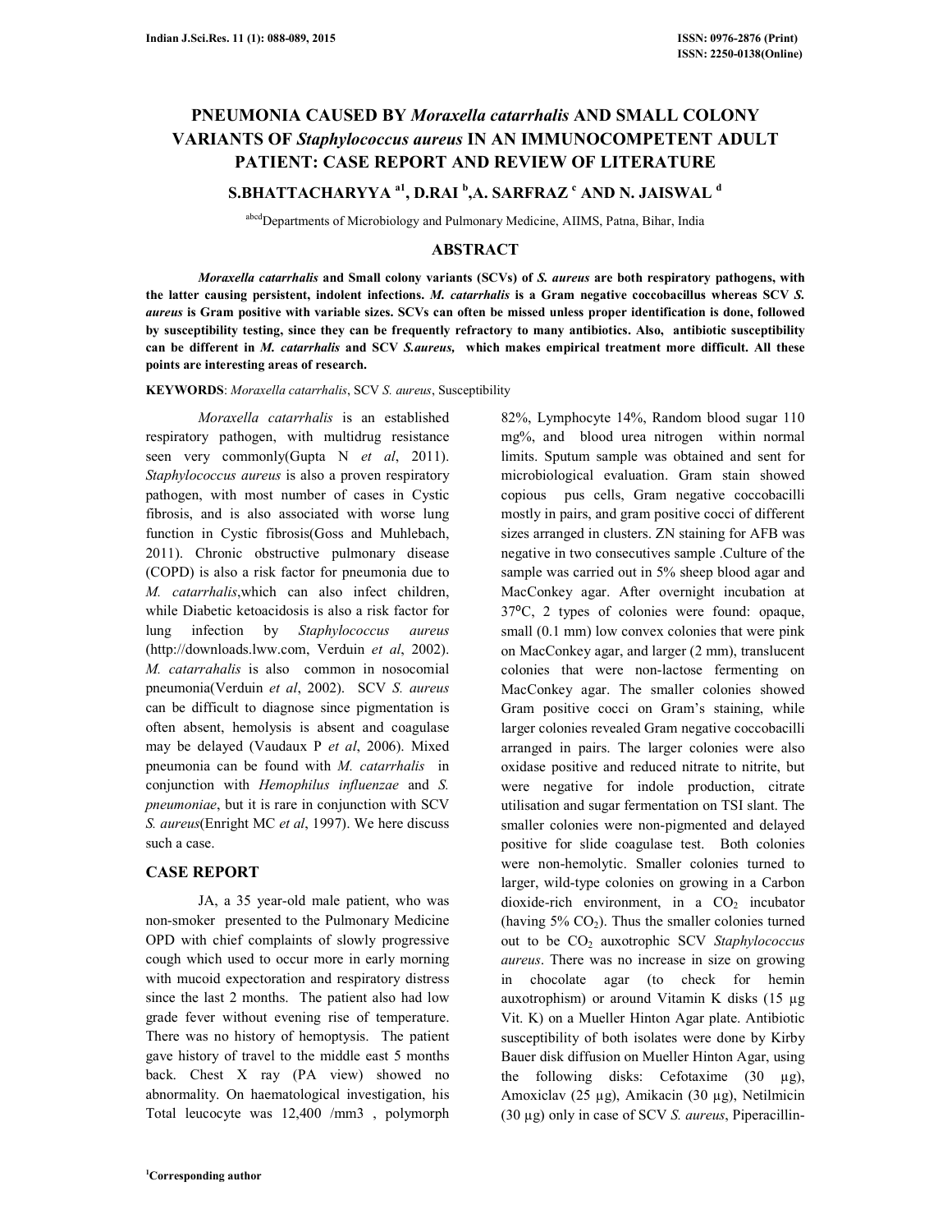# PNEUMONIA CAUSED BY *Moraxella catarrhalis* AND SMALL COLONY VARIANTS OF *Staphylococcus aureus* IN AN IMMUNOCOMPETENT ADULT PATIENT: CASE REPORT AND REVIEW OF LITERATURE

**S.BHATTACHARYYA [a1], D.RAI [b], A. SARFRAZ [c] AND N. JAISWAL [d]**

[abcd]Departments of Microbiology and Pulmonary Medicine, AIIMS, Patna, Bihar, India

## ABSTRACT

***Moraxella catarrhalis* and Small colony variants (SCVs) of *S. aureus* are both respiratory pathogens, with the latter causing persistent, indolent infections. *M. catarrhalis* is a Gram negative coccobacillus whereas SCV *S. aureus* is Gram positive with variable sizes. SCVs can often be missed unless proper identification is done, followed by susceptibility testing, since they can be frequently refractory to many antibiotics. Also, antibiotic susceptibility can be different in *M. catarrhalis* and SCV *S.aureus,* which makes empirical treatment more difficult. All these points are interesting areas of research.**

**KEYWORDS**: *Moraxella catarrhalis*, SCV *S. aureus*, Susceptibility

*Moraxella catarrhalis* is an established respiratory pathogen, with multidrug resistance seen very commonly(Gupta N *et al*, 2011). *Staphylococcus aureus* is also a proven respiratory pathogen, with most number of cases in Cystic fibrosis, and is also associated with worse lung function in Cystic fibrosis(Goss and Muhlebach, 2011). Chronic obstructive pulmonary disease (COPD) is also a risk factor for pneumonia due to *M. catarrhalis*,which can also infect children, while Diabetic ketoacidosis is also a risk factor for lung infection by *Staphylococcus aureus* (http://downloads.lww.com, Verduin *et al*, 2002). *M. catarrahalis* is also common in nosocomial pneumonia(Verduin *et al*, 2002). SCV *S. aureus* can be difficult to diagnose since pigmentation is often absent, hemolysis is absent and coagulase may be delayed (Vaudaux P *et al*, 2006). Mixed pneumonia can be found with *M. catarrhalis* in conjunction with *Hemophilus influenzae* and *S. pneumoniae*, but it is rare in conjunction with SCV *S. aureus*(Enright MC *et al*, 1997). We here discuss such a case.

## CASE REPORT

JA, a 35 year-old male patient, who was non-smoker presented to the Pulmonary Medicine OPD with chief complaints of slowly progressive cough which used to occur more in early morning with mucoid expectoration and respiratory distress since the last 2 months. The patient also had low grade fever without evening rise of temperature. There was no history of hemoptysis. The patient gave history of travel to the middle east 5 months back. Chest X ray (PA view) showed no abnormality. On haematological investigation, his Total leucocyte was 12,400 /mm3 , polymorph 82%, Lymphocyte 14%, Random blood sugar 110 mg%, and blood urea nitrogen within normal limits. Sputum sample was obtained and sent for microbiological evaluation. Gram stain showed copious pus cells, Gram negative coccobacilli mostly in pairs, and gram positive cocci of different sizes arranged in clusters. ZN staining for AFB was negative in two consecutives sample .Culture of the sample was carried out in 5% sheep blood agar and MacConkey agar. After overnight incubation at 37ºC, 2 types of colonies were found: opaque, small (0.1 mm) low convex colonies that were pink on MacConkey agar, and larger (2 mm), translucent colonies that were non-lactose fermenting on MacConkey agar. The smaller colonies showed Gram positive cocci on Gram's staining, while larger colonies revealed Gram negative coccobacilli arranged in pairs. The larger colonies were also oxidase positive and reduced nitrate to nitrite, but were negative for indole production, citrate utilisation and sugar fermentation on TSI slant. The smaller colonies were non-pigmented and delayed positive for slide coagulase test. Both colonies were non-hemolytic. Smaller colonies turned to larger, wild-type colonies on growing in a Carbon dioxide-rich environment, in a $CO_2$ incubator (having 5% $CO_2$). Thus the smaller colonies turned out to be $CO_2$ auxotrophic SCV *Staphylococcus aureus*. There was no increase in size on growing in chocolate agar (to check for hemin auxotrophism) or around Vitamin K disks (15 µg Vit. K) on a Mueller Hinton Agar plate. Antibiotic susceptibility of both isolates were done by Kirby Bauer disk diffusion on Mueller Hinton Agar, using the following disks: Cefotaxime (30 µg), Amoxiclav (25 µg), Amikacin (30 µg), Netilmicin (30 µg) only in case of SCV *S. aureus*, Piperacillin-

[1]Corresponding author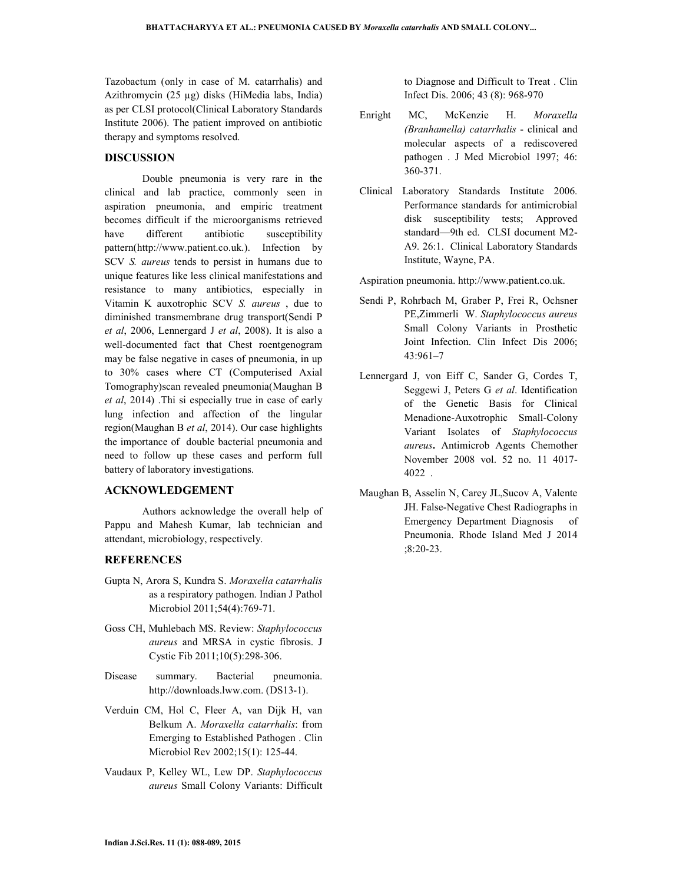Tazobactum (only in case of M. catarrhalis) and Azithromycin (25 µg) disks (HiMedia labs, India) as per CLSI protocol(Clinical Laboratory Standards Institute 2006). The patient improved on antibiotic therapy and symptoms resolved.

## DISCUSSION

Double pneumonia is very rare in the clinical and lab practice, commonly seen in aspiration pneumonia, and empiric treatment becomes difficult if the microorganisms retrieved have different antibiotic susceptibility pattern(http://www.patient.co.uk.). Infection by SCV *S. aureus* tends to persist in humans due to unique features like less clinical manifestations and resistance to many antibiotics, especially in Vitamin K auxotrophic SCV *S. aureus* , due to diminished transmembrane drug transport(Sendi P *et al*, 2006, Lennergard J *et al*, 2008). It is also a well-documented fact that Chest roentgenogram may be false negative in cases of pneumonia, in up to 30% cases where CT (Computerised Axial Tomography)scan revealed pneumonia(Maughan B *et al*, 2014) .Thi si especially true in case of early lung infection and affection of the lingular region(Maughan B *et al*, 2014). Our case highlights the importance of double bacterial pneumonia and need to follow up these cases and perform full battery of laboratory investigations.

## ACKNOWLEDGEMENT

Authors acknowledge the overall help of Pappu and Mahesh Kumar, lab technician and attendant, microbiology, respectively.

## REFERENCES

Gupta N, Arora S, Kundra S. *Moraxella catarrhalis* as a respiratory pathogen. Indian J Pathol Microbiol 2011;54(4):769-71.

Goss CH, Muhlebach MS. Review: *Staphylococcus aureus* and MRSA in cystic fibrosis. J Cystic Fib 2011;10(5):298-306.

Disease summary. Bacterial pneumonia. http://downloads.lww.com. (DS13-1).

Verduin CM, Hol C, Fleer A, van Dijk H, van Belkum A. *Moraxella catarrhalis*: from Emerging to Established Pathogen . Clin Microbiol Rev 2002;15(1): 125-44.

Vaudaux P, Kelley WL, Lew DP. *Staphylococcus aureus* Small Colony Variants: Difficult to Diagnose and Difficult to Treat . Clin Infect Dis. 2006; 43 (8): 968-970

Enright MC, McKenzie H. *Moraxella (Branhamella) catarrhalis* - clinical and molecular aspects of a rediscovered pathogen . J Med Microbiol 1997; 46: 360-371.

Clinical Laboratory Standards Institute 2006. Performance standards for antimicrobial disk susceptibility tests; Approved standard—9th ed. CLSI document M2-A9. 26:1. Clinical Laboratory Standards Institute, Wayne, PA.

Aspiration pneumonia. http://www.patient.co.uk.

Sendi P, Rohrbach M, Graber P, Frei R, Ochsner PE,Zimmerli W. *Staphylococcus aureus* Small Colony Variants in Prosthetic Joint Infection. Clin Infect Dis 2006; 43:961–7

Lennergard J, von Eiff C, Sander G, Cordes T, Seggewi J, Peters G *et al*. Identification of the Genetic Basis for Clinical Menadione-Auxotrophic Small-Colony Variant Isolates of *Staphylococcus aureus*. Antimicrob Agents Chemother November 2008 vol. 52 no. 11 4017-4022 .

Maughan B, Asselin N, Carey JL,Sucov A, Valente JH. False-Negative Chest Radiographs in Emergency Department Diagnosis of Pneumonia. Rhode Island Med J 2014 ;8:20-23.